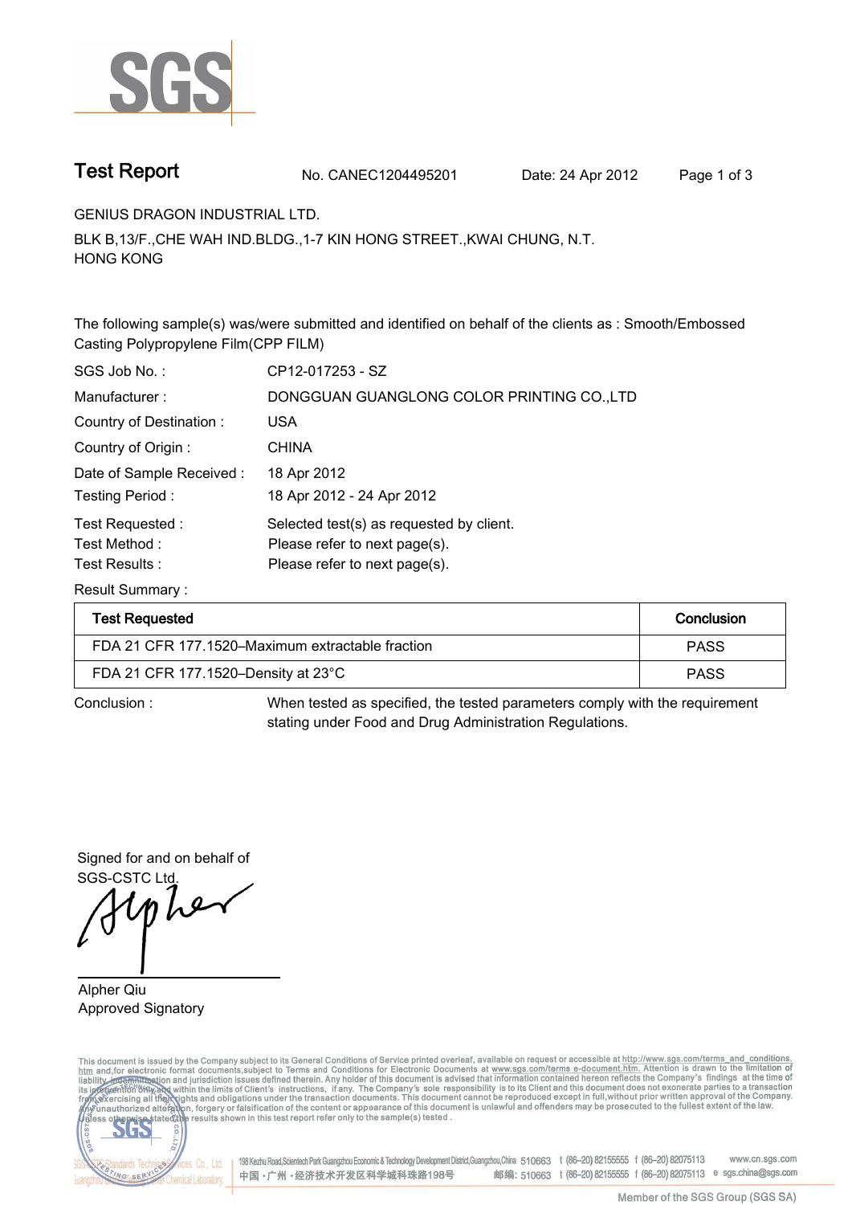# Test Report

No. CANEC1204495201 Date: 24 Apr 2012

GENIUS DRAGON INDUSTRIAL LTD.

BLK B,13/F.,CHE WAH IND.BLDG.,1-7 KIN HONG STREET.,KWAI CHUNG, N.T.
HONG KONG

The following sample(s) was/were submitted and identified on behalf of the clients as : Smooth/Embossed Casting Polypropylene Film(CPP FILM)

SGS Job No. : CP12-017253 - SZ

Manufacturer : DONGGUAN GUANGLONG COLOR PRINTING CO.,LTD

Country of Destination : USA

Country of Origin : CHINA

Date of Sample Received : 18 Apr 2012

Testing Period : 18 Apr 2012 - 24 Apr 2012

Test Requested : Selected test(s) as requested by client.

Test Method : Please refer to next page(s).

Test Results : Please refer to next page(s).

Result Summary :

| Test Requested | Conclusion |
|---|---|
| FDA 21 CFR 177.1520–Maximum extractable fraction | PASS |
| FDA 21 CFR 177.1520–Density at 23°C | PASS |

Conclusion : When tested as specified, the tested parameters comply with the requirement stating under Food and Drug Administration Regulations.

Signed for and on behalf of
SGS-CSTC Ltd.

Alpher Qiu
Approved Signatory

This document is issued by the Company subject to its General Conditions of Service printed overleaf, available on request or accessible at http://www.sgs.com/terms_and_conditions.htm and,for electronic format documents,subject to Terms and Conditions for Electronic Documents at www.sgs.com/terms_e-document.htm. Attention is drawn to the limitation of liability, indemnification and jurisdiction issues defined therein. Any holder of this document is advised that information contained hereon reflects the Company's findings at the time of its intervention only and within the limits of Client's instructions, if any. The Company's sole responsibility is to its Client and this document does not exonerate parties to a transaction from exercising all their rights and obligations under the transaction documents. This document cannot be reproduced except in full,without prior written approval of the Company. Any unauthorized alteration, forgery or falsification of the content or appearance of this document is unlawful and offenders may be prosecuted to the fullest extent of the law. Unless otherwise stated the results shown in this test report refer only to the sample(s) tested .

198 Kezhu Road,Scientech Park Guangzhou Economic & Technology Development District,Guangzhou,China 510663 t (86–20) 82155555 f (86–20) 82075113 www.cn.sgs.com
中国・广州・经济技术开发区科学城科珠路198号 邮编: 510663 t (86–20) 82155555 f (86–20) 82075113 e sgs.china@sgs.com

Member of the SGS Group (SGS SA)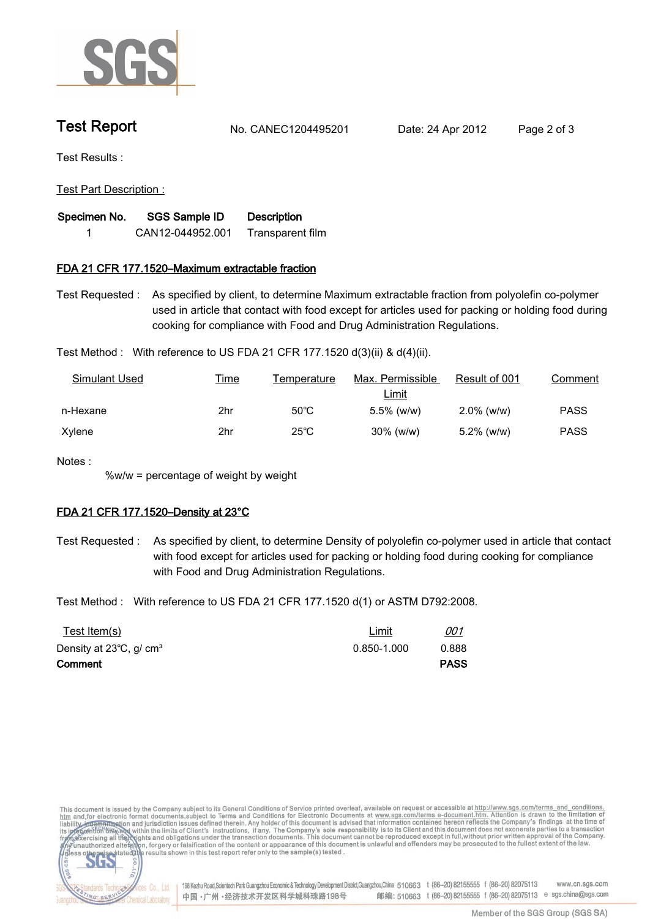# Test Report

No. CANEC1204495201    Date: 24 Apr 2012

Test Results :

Test Part Description :

| Specimen No. | SGS Sample ID | Description |
|---|---|---|
| 1 | CAN12-044952.001 | Transparent film |

## FDA 21 CFR 177.1520–Maximum extractable fraction

Test Requested : As specified by client, to determine Maximum extractable fraction from polyolefin co-polymer used in article that contact with food except for articles used for packing or holding food during cooking for compliance with Food and Drug Administration Regulations.

Test Method : With reference to US FDA 21 CFR 177.1520 d(3)(ii) & d(4)(ii).

| Simulant Used | Time | Temperature | Max. Permissible Limit | Result of 001 | Comment |
|---|---|---|---|---|---|
| n-Hexane | 2hr | 50℃ | 5.5% (w/w) | 2.0% (w/w) | PASS |
| Xylene | 2hr | 25℃ | 30% (w/w) | 5.2% (w/w) | PASS |

Notes :

%w/w = percentage of weight by weight

## FDA 21 CFR 177.1520–Density at 23°C

Test Requested : As specified by client, to determine Density of polyolefin co-polymer used in article that contact with food except for articles used for packing or holding food during cooking for compliance with Food and Drug Administration Regulations.

Test Method : With reference to US FDA 21 CFR 177.1520 d(1) or ASTM D792:2008.

| Test Item(s) | Limit | 001 |
|---|---|---|
| Density at 23℃, g/ $cm^3$ | 0.850-1.000 | 0.888 |
| **Comment** | | **PASS** |

This document is issued by the Company subject to its General Conditions of Service printed overleaf, available on request or accessible at http://www.sgs.com/terms_and_conditions.htm and,for electronic format documents,subject to Terms and Conditions for Electronic Documents at www.sgs.com/terms_e-document.htm. Attention is drawn to the limitation of liability, indemnification and jurisdiction issues defined therein. Any holder of this document is advised that information contained hereon reflects the Company's findings at the time of its intervention only and within the limits of Client's instructions, if any. The Company's sole responsibility is to its Client and this document does not exonerate parties to a transaction from exercising all their rights and obligations under the transaction documents. This document cannot be reproduced except in full,without prior written approval of the Company. Any unauthorized alteration, forgery or falsification of the content or appearance of this document is unlawful and offenders may be prosecuted to the fullest extent of the law. Unless otherwise stated the results shown in this test report refer only to the sample(s) tested .

198 Kezhu Road,Scientech Park Guangzhou Economic & Technology Development District,Guangzhou,China 510663 t (86–20) 82155555 f (86–20) 82075113 www.cn.sgs.com

中国 · 广州 · 经济技术开发区科学城科珠路198号 邮编: 510663 t (86–20) 82155555 f (86–20) 82075113 e sgs.china@sgs.com

Member of the SGS Group (SGS SA)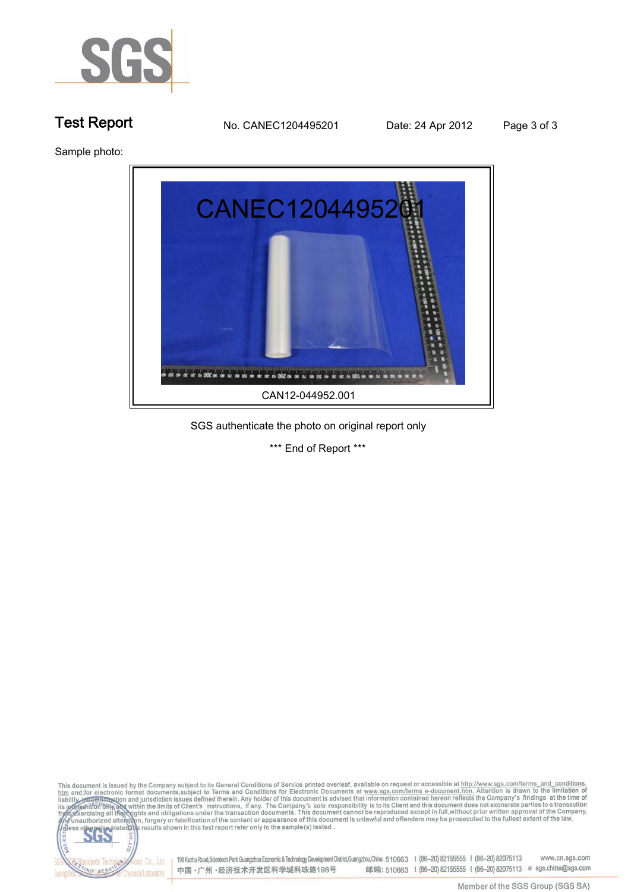## Test Report

No. CANEC1204495201 Date: 24 Apr 2012

Sample photo:

CAN12-044952.001

SGS authenticate the photo on original report only

*** End of Report ***

This document is issued by the Company subject to its General Conditions of Service printed overleaf, available on request or accessible at http://www.sgs.com/terms_and_conditions.htm and,for electronic format documents,subject to Terms and Conditions for Electronic Documents at www.sgs.com/terms e-document.htm. Attention is drawn to the limitation of liability, indemnification and jurisdiction issues defined therein. Any holder of this document is advised that information contained hereon reflects the Company's findings at the time of its intervention only and within the limits of Client's instructions, if any. The Company's sole responsibility is to its Client and this document does not exonerate parties to a transaction from exercising all their rights and obligations under the transaction documents. This document cannot be reproduced except in full,without prior written approval of the Company. Any unauthorized alteration, forgery or falsification of the content or appearance of this document is unlawful and offenders may be prosecuted to the fullest extent of the law. Unless otherwise stated the results shown in this test report refer only to the sample(s) tested .

198 Kezhu Road,Scientech Park Guangzhou Economic & Technology Development District,Guangzhou,China 510663 t (86–20) 82155555 f (86–20) 82075113 www.cn.sgs.com
中国 ·广州 ·经济技术开发区科学城科珠路198号 邮编: 510663 t (86–20) 82155555 f (86–20) 82075113 e sgs.china@sgs.com

Member of the SGS Group (SGS SA)